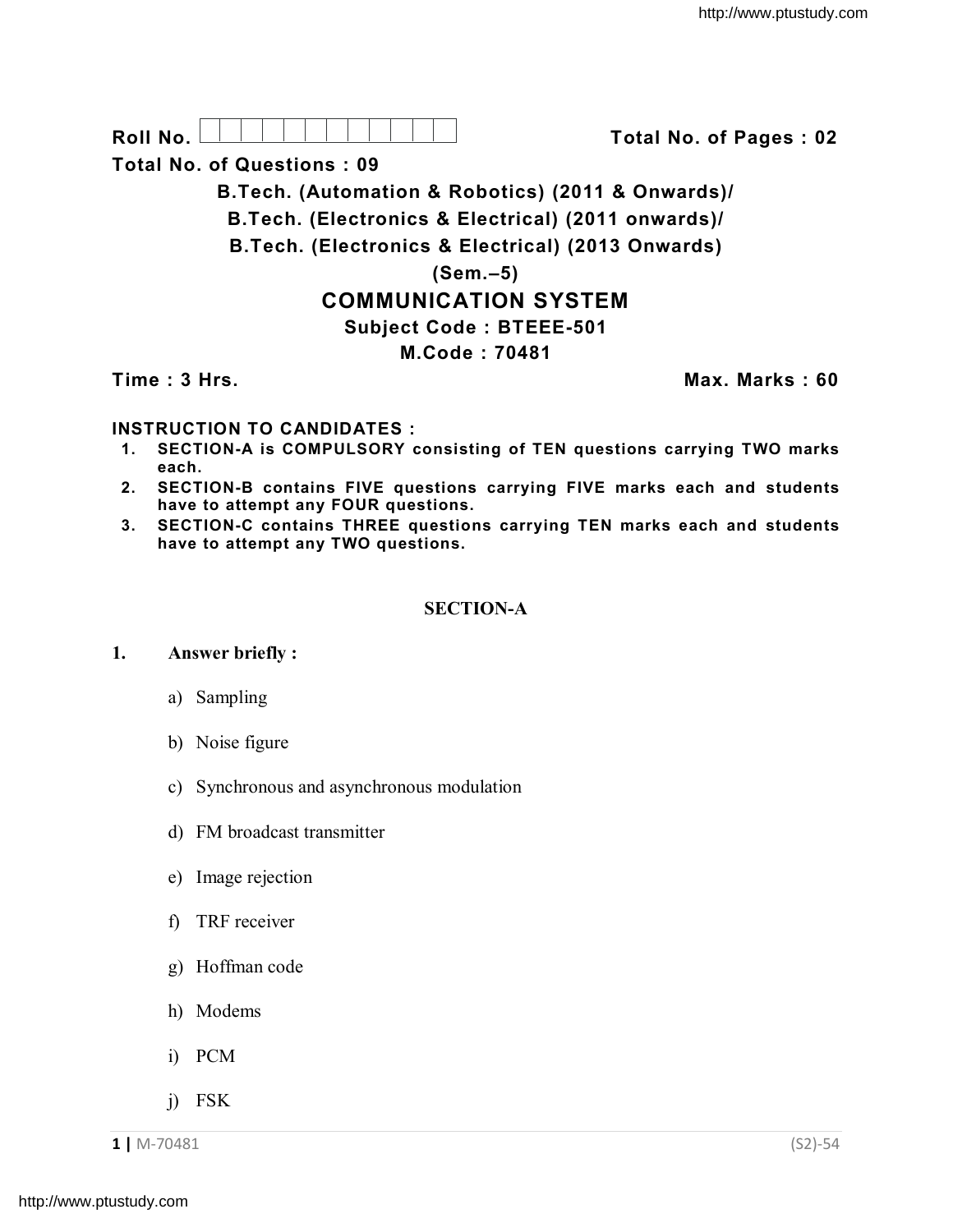**Roll No.** ☐☐☐☐☐☐☐☐☐☐☐☐ **Total No. of Pages : 02**

**Total No. of Questions : 09**

**B.Tech. (Automation & Robotics) (2011 & Onwards)/**

**B.Tech. (Electronics & Electrical) (2011 onwards)/**

**B.Tech. (Electronics & Electrical) (2013 Onwards)**

**(Sem.–5)**

# COMMUNICATION SYSTEM

**Subject Code : BTEEE-501**

**M.Code : 70481**

**Time : 3 Hrs.** **Max. Marks : 60**

**INSTRUCTION TO CANDIDATES :**

1. **SECTION-A is COMPULSORY consisting of TEN questions carrying TWO marks each.**
2. **SECTION-B contains FIVE questions carrying FIVE marks each and students have to attempt any FOUR questions.**
3. **SECTION-C contains THREE questions carrying TEN marks each and students have to attempt any TWO questions.**

## SECTION-A

**1. Answer briefly :**

a) Sampling

b) Noise figure

c) Synchronous and asynchronous modulation

d) FM broadcast transmitter

e) Image rejection

f) TRF receiver

g) Hoffman code

h) Modems

i) PCM

j) FSK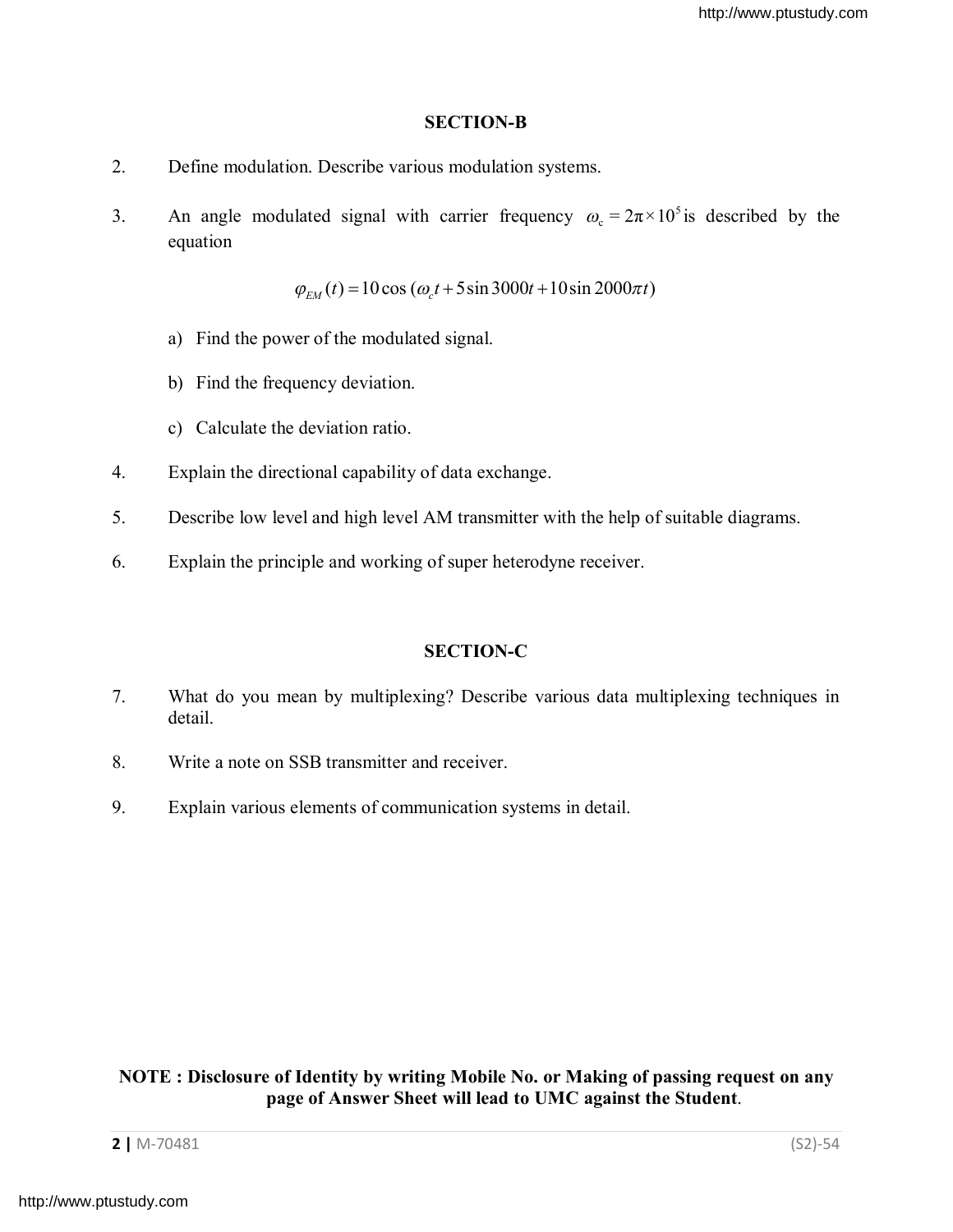## SECTION-B

2. Define modulation. Describe various modulation systems.

3. An angle modulated signal with carrier frequency $\omega_c = 2\pi \times 10^5$ is described by the equation

$$\varphi_{EM}(t) = 10\cos(\omega_c t + 5\sin 3000t + 10\sin 2000\pi t)$$

   a) Find the power of the modulated signal.

   b) Find the frequency deviation.

   c) Calculate the deviation ratio.

4. Explain the directional capability of data exchange.

5. Describe low level and high level AM transmitter with the help of suitable diagrams.

6. Explain the principle and working of super heterodyne receiver.

## SECTION-C

7. What do you mean by multiplexing? Describe various data multiplexing techniques in detail.

8. Write a note on SSB transmitter and receiver.

9. Explain various elements of communication systems in detail.

**NOTE : Disclosure of Identity by writing Mobile No. or Making of passing request on any page of Answer Sheet will lead to UMC against the Student.**